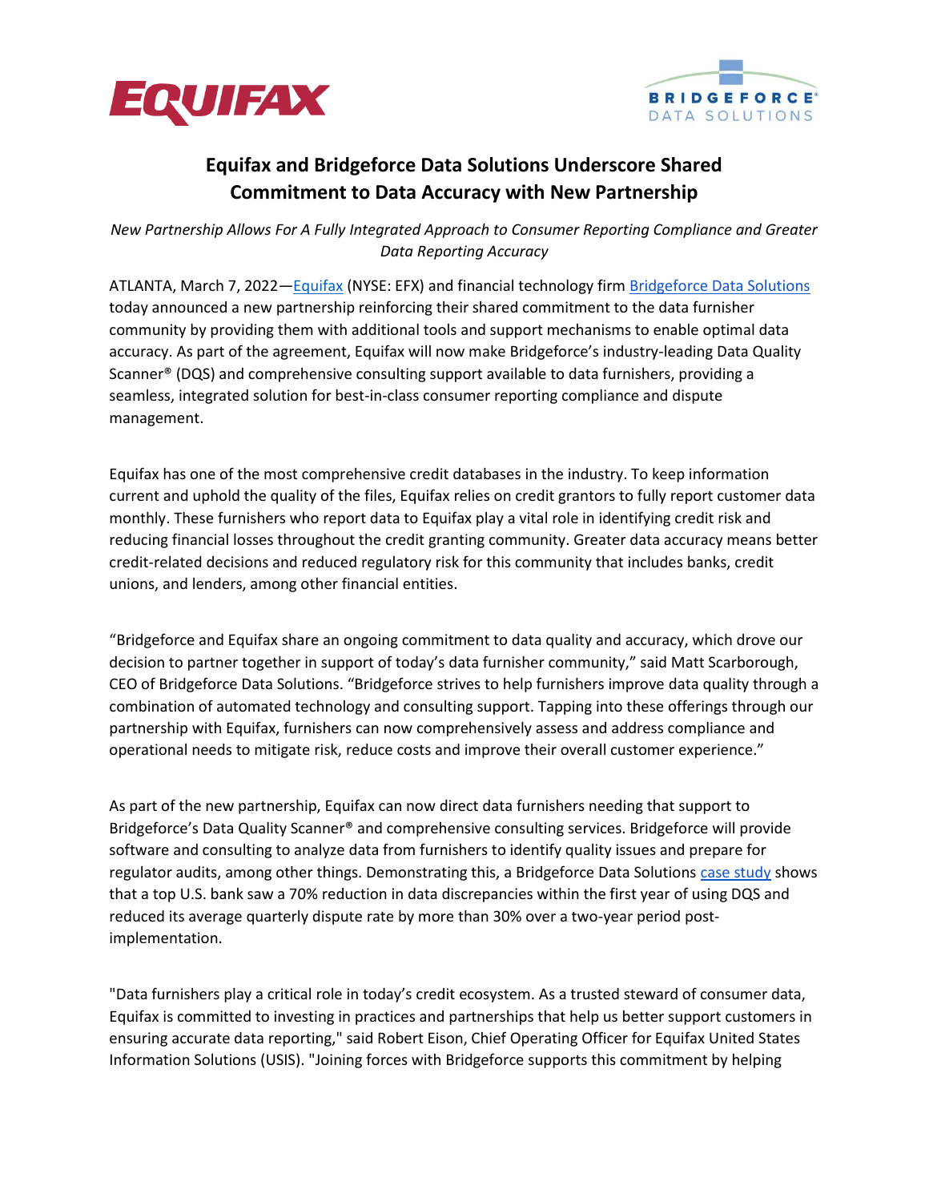# Equifax and Bridgeforce Data Solutions Underscore Shared Commitment to Data Accuracy with New Partnership

*New Partnership Allows For A Fully Integrated Approach to Consumer Reporting Compliance and Greater Data Reporting Accuracy*

ATLANTA, March 7, 2022—Equifax (NYSE: EFX) and financial technology firm Bridgeforce Data Solutions today announced a new partnership reinforcing their shared commitment to the data furnisher community by providing them with additional tools and support mechanisms to enable optimal data accuracy. As part of the agreement, Equifax will now make Bridgeforce's industry-leading Data Quality Scanner® (DQS) and comprehensive consulting support available to data furnishers, providing a seamless, integrated solution for best-in-class consumer reporting compliance and dispute management.

Equifax has one of the most comprehensive credit databases in the industry. To keep information current and uphold the quality of the files, Equifax relies on credit grantors to fully report customer data monthly. These furnishers who report data to Equifax play a vital role in identifying credit risk and reducing financial losses throughout the credit granting community. Greater data accuracy means better credit-related decisions and reduced regulatory risk for this community that includes banks, credit unions, and lenders, among other financial entities.

"Bridgeforce and Equifax share an ongoing commitment to data quality and accuracy, which drove our decision to partner together in support of today's data furnisher community," said Matt Scarborough, CEO of Bridgeforce Data Solutions. "Bridgeforce strives to help furnishers improve data quality through a combination of automated technology and consulting support. Tapping into these offerings through our partnership with Equifax, furnishers can now comprehensively assess and address compliance and operational needs to mitigate risk, reduce costs and improve their overall customer experience."

As part of the new partnership, Equifax can now direct data furnishers needing that support to Bridgeforce's Data Quality Scanner® and comprehensive consulting services. Bridgeforce will provide software and consulting to analyze data from furnishers to identify quality issues and prepare for regulator audits, among other things. Demonstrating this, a Bridgeforce Data Solutions case study shows that a top U.S. bank saw a 70% reduction in data discrepancies within the first year of using DQS and reduced its average quarterly dispute rate by more than 30% over a two-year period post-implementation.

"Data furnishers play a critical role in today's credit ecosystem. As a trusted steward of consumer data, Equifax is committed to investing in practices and partnerships that help us better support customers in ensuring accurate data reporting," said Robert Eison, Chief Operating Officer for Equifax United States Information Solutions (USIS). "Joining forces with Bridgeforce supports this commitment by helping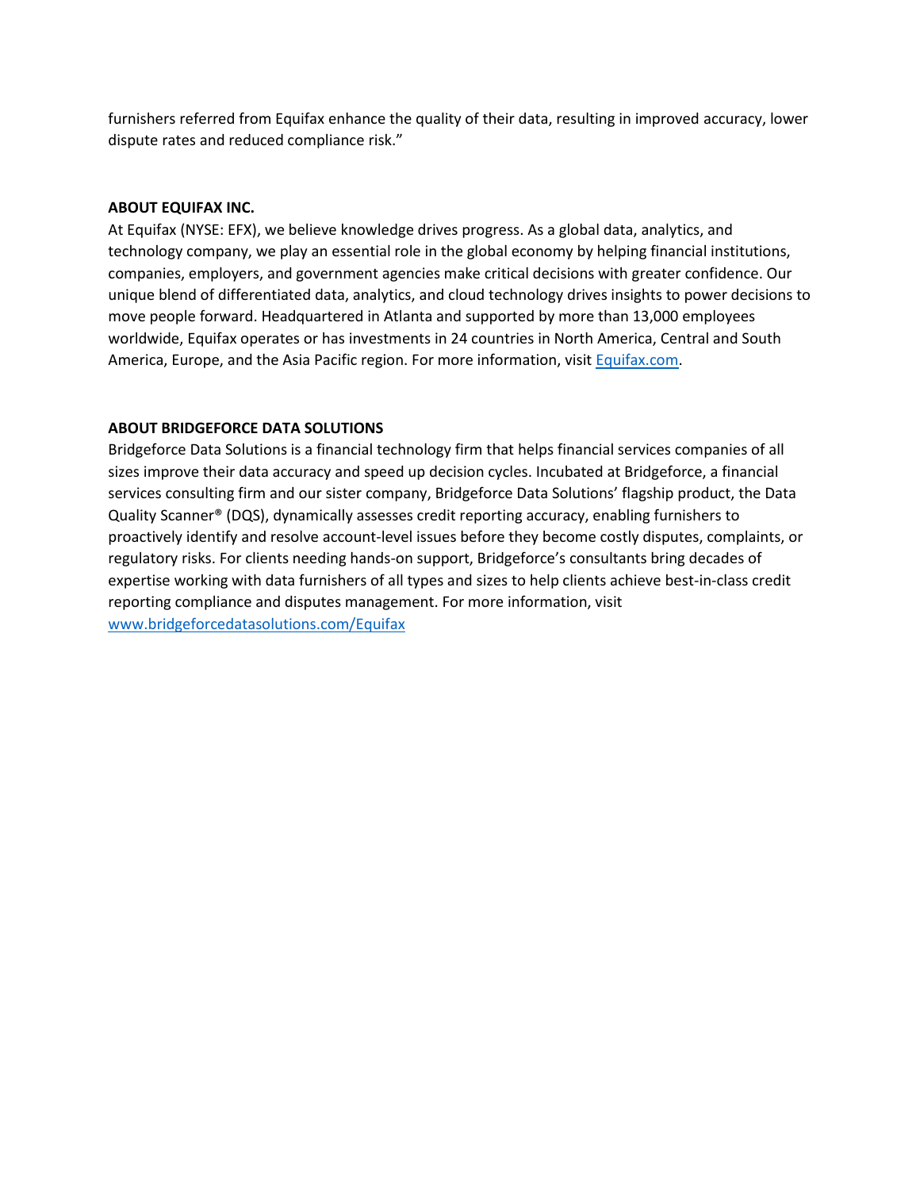furnishers referred from Equifax enhance the quality of their data, resulting in improved accuracy, lower dispute rates and reduced compliance risk."

**ABOUT EQUIFAX INC.**

At Equifax (NYSE: EFX), we believe knowledge drives progress. As a global data, analytics, and technology company, we play an essential role in the global economy by helping financial institutions, companies, employers, and government agencies make critical decisions with greater confidence. Our unique blend of differentiated data, analytics, and cloud technology drives insights to power decisions to move people forward. Headquartered in Atlanta and supported by more than 13,000 employees worldwide, Equifax operates or has investments in 24 countries in North America, Central and South America, Europe, and the Asia Pacific region. For more information, visit [Equifax.com](Equifax.com).

**ABOUT BRIDGEFORCE DATA SOLUTIONS**

Bridgeforce Data Solutions is a financial technology firm that helps financial services companies of all sizes improve their data accuracy and speed up decision cycles. Incubated at Bridgeforce, a financial services consulting firm and our sister company, Bridgeforce Data Solutions' flagship product, the Data Quality Scanner® (DQS), dynamically assesses credit reporting accuracy, enabling furnishers to proactively identify and resolve account-level issues before they become costly disputes, complaints, or regulatory risks. For clients needing hands-on support, Bridgeforce's consultants bring decades of expertise working with data furnishers of all types and sizes to help clients achieve best-in-class credit reporting compliance and disputes management. For more information, visit [www.bridgeforcedatasolutions.com/Equifax](www.bridgeforcedatasolutions.com/Equifax)